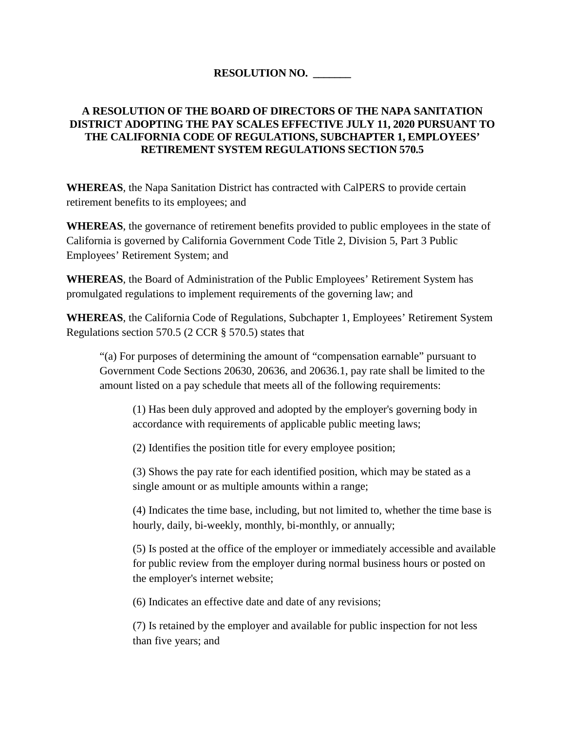**RESOLUTION NO. _______**

**A RESOLUTION OF THE BOARD OF DIRECTORS OF THE NAPA SANITATION DISTRICT ADOPTING THE PAY SCALES EFFECTIVE JULY 11, 2020 PURSUANT TO THE CALIFORNIA CODE OF REGULATIONS, SUBCHAPTER 1, EMPLOYEES' RETIREMENT SYSTEM REGULATIONS SECTION 570.5**

**WHEREAS**, the Napa Sanitation District has contracted with CalPERS to provide certain retirement benefits to its employees; and

**WHEREAS**, the governance of retirement benefits provided to public employees in the state of California is governed by California Government Code Title 2, Division 5, Part 3 Public Employees' Retirement System; and

**WHEREAS**, the Board of Administration of the Public Employees' Retirement System has promulgated regulations to implement requirements of the governing law; and

**WHEREAS**, the California Code of Regulations, Subchapter 1, Employees' Retirement System Regulations section 570.5 (2 CCR § 570.5) states that

> "(a) For purposes of determining the amount of "compensation earnable" pursuant to Government Code Sections 20630, 20636, and 20636.1, pay rate shall be limited to the amount listed on a pay schedule that meets all of the following requirements:
>
> > (1) Has been duly approved and adopted by the employer's governing body in accordance with requirements of applicable public meeting laws;
> >
> > (2) Identifies the position title for every employee position;
> >
> > (3) Shows the pay rate for each identified position, which may be stated as a single amount or as multiple amounts within a range;
> >
> > (4) Indicates the time base, including, but not limited to, whether the time base is hourly, daily, bi-weekly, monthly, bi-monthly, or annually;
> >
> > (5) Is posted at the office of the employer or immediately accessible and available for public review from the employer during normal business hours or posted on the employer's internet website;
> >
> > (6) Indicates an effective date and date of any revisions;
> >
> > (7) Is retained by the employer and available for public inspection for not less than five years; and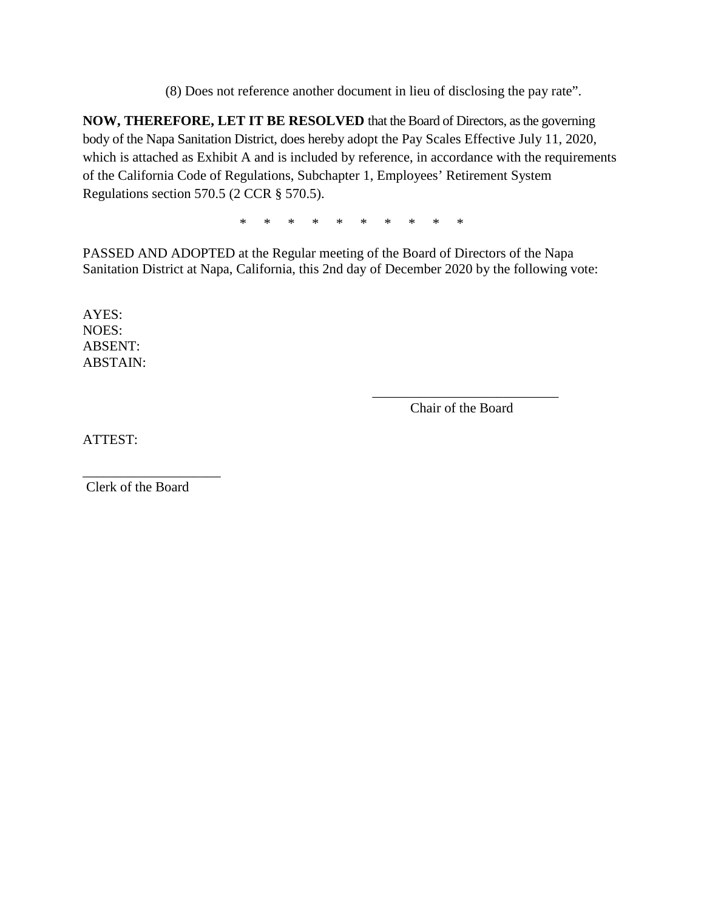(8) Does not reference another document in lieu of disclosing the pay rate".

**NOW, THEREFORE, LET IT BE RESOLVED** that the Board of Directors, as the governing body of the Napa Sanitation District, does hereby adopt the Pay Scales Effective July 11, 2020, which is attached as Exhibit A and is included by reference, in accordance with the requirements of the California Code of Regulations, Subchapter 1, Employees' Retirement System Regulations section 570.5 (2 CCR § 570.5).

\* \* \* \* \* \* \* \* \* \*

PASSED AND ADOPTED at the Regular meeting of the Board of Directors of the Napa Sanitation District at Napa, California, this 2nd day of December 2020 by the following vote:

AYES:
NOES:
ABSENT:
ABSTAIN:

\_\_\_\_\_\_\_\_\_\_\_\_\_\_\_\_\_\_\_\_\_\_\_\_\_\_\_
Chair of the Board

ATTEST:

\_\_\_\_\_\_\_\_\_\_\_\_\_\_\_\_\_\_\_\_
Clerk of the Board